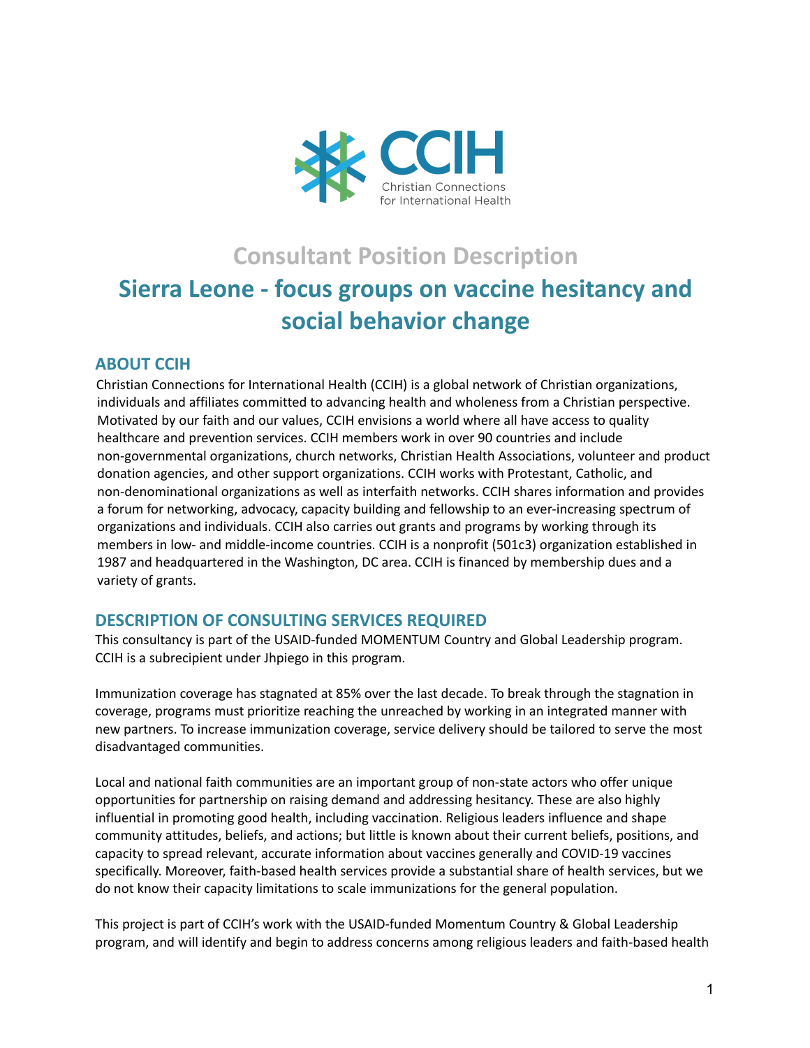CCIH

Christian Connections for International Health

# Consultant Position Description

# Sierra Leone - focus groups on vaccine hesitancy and social behavior change

## ABOUT CCIH

Christian Connections for International Health (CCIH) is a global network of Christian organizations, individuals and affiliates committed to advancing health and wholeness from a Christian perspective. Motivated by our faith and our values, CCIH envisions a world where all have access to quality healthcare and prevention services. CCIH members work in over 90 countries and include non-governmental organizations, church networks, Christian Health Associations, volunteer and product donation agencies, and other support organizations. CCIH works with Protestant, Catholic, and non-denominational organizations as well as interfaith networks. CCIH shares information and provides a forum for networking, advocacy, capacity building and fellowship to an ever-increasing spectrum of organizations and individuals. CCIH also carries out grants and programs by working through its members in low- and middle-income countries. CCIH is a nonprofit (501c3) organization established in 1987 and headquartered in the Washington, DC area. CCIH is financed by membership dues and a variety of grants.

## DESCRIPTION OF CONSULTING SERVICES REQUIRED

This consultancy is part of the USAID-funded MOMENTUM Country and Global Leadership program. CCIH is a subrecipient under Jhpiego in this program.

Immunization coverage has stagnated at 85% over the last decade. To break through the stagnation in coverage, programs must prioritize reaching the unreached by working in an integrated manner with new partners. To increase immunization coverage, service delivery should be tailored to serve the most disadvantaged communities.

Local and national faith communities are an important group of non-state actors who offer unique opportunities for partnership on raising demand and addressing hesitancy. These are also highly influential in promoting good health, including vaccination. Religious leaders influence and shape community attitudes, beliefs, and actions; but little is known about their current beliefs, positions, and capacity to spread relevant, accurate information about vaccines generally and COVID-19 vaccines specifically. Moreover, faith-based health services provide a substantial share of health services, but we do not know their capacity limitations to scale immunizations for the general population.

This project is part of CCIH's work with the USAID-funded Momentum Country & Global Leadership program, and will identify and begin to address concerns among religious leaders and faith-based health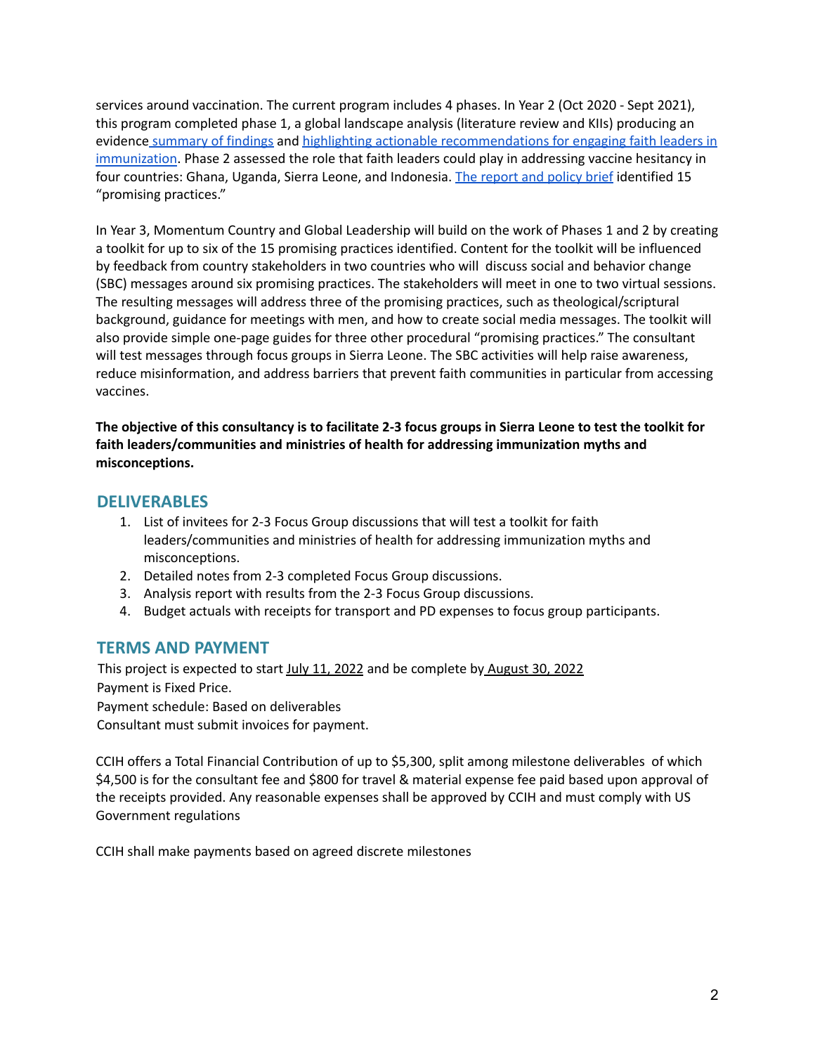services around vaccination. The current program includes 4 phases. In Year 2 (Oct 2020 - Sept 2021), this program completed phase 1, a global landscape analysis (literature review and KIIs) producing an evidence summary of findings and highlighting actionable recommendations for engaging faith leaders in immunization. Phase 2 assessed the role that faith leaders could play in addressing vaccine hesitancy in four countries: Ghana, Uganda, Sierra Leone, and Indonesia. The report and policy brief identified 15 "promising practices."

In Year 3, Momentum Country and Global Leadership will build on the work of Phases 1 and 2 by creating a toolkit for up to six of the 15 promising practices identified. Content for the toolkit will be influenced by feedback from country stakeholders in two countries who will discuss social and behavior change (SBC) messages around six promising practices. The stakeholders will meet in one to two virtual sessions. The resulting messages will address three of the promising practices, such as theological/scriptural background, guidance for meetings with men, and how to create social media messages. The toolkit will also provide simple one-page guides for three other procedural "promising practices." The consultant will test messages through focus groups in Sierra Leone. The SBC activities will help raise awareness, reduce misinformation, and address barriers that prevent faith communities in particular from accessing vaccines.

**The objective of this consultancy is to facilitate 2-3 focus groups in Sierra Leone to test the toolkit for faith leaders/communities and ministries of health for addressing immunization myths and misconceptions.**

## DELIVERABLES

1. List of invitees for 2-3 Focus Group discussions that will test a toolkit for faith leaders/communities and ministries of health for addressing immunization myths and misconceptions.
2. Detailed notes from 2-3 completed Focus Group discussions.
3. Analysis report with results from the 2-3 Focus Group discussions.
4. Budget actuals with receipts for transport and PD expenses to focus group participants.

## TERMS AND PAYMENT

This project is expected to start July 11, 2022 and be complete by August 30, 2022
Payment is Fixed Price.
Payment schedule: Based on deliverables
Consultant must submit invoices for payment.

CCIH offers a Total Financial Contribution of up to $5,300, split among milestone deliverables of which $4,500 is for the consultant fee and $800 for travel & material expense fee paid based upon approval of the receipts provided. Any reasonable expenses shall be approved by CCIH and must comply with US Government regulations

CCIH shall make payments based on agreed discrete milestones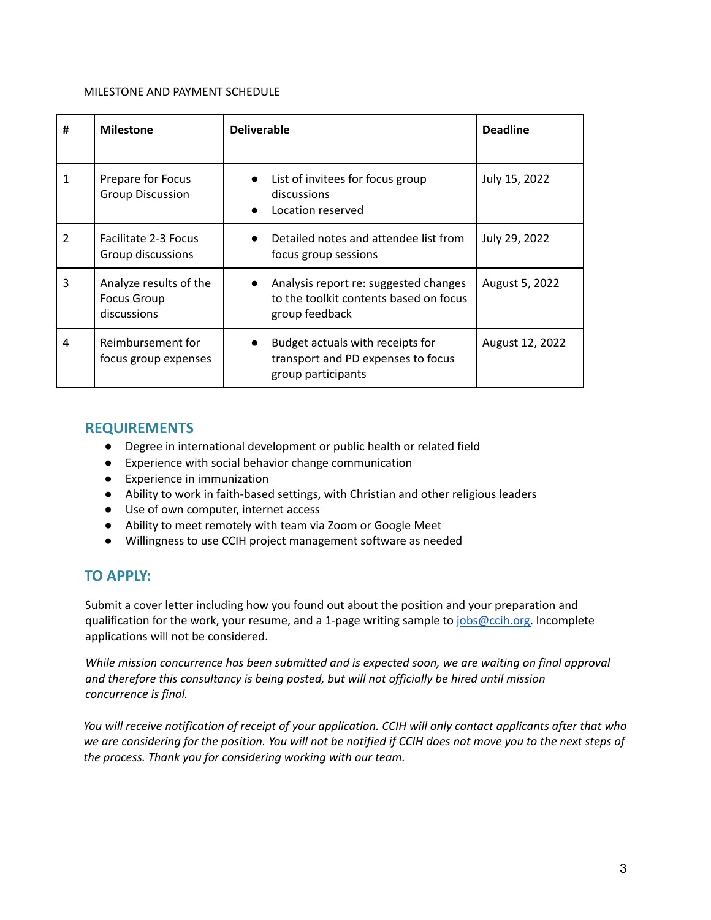MILESTONE AND PAYMENT SCHEDULE

| # | Milestone | Deliverable | Deadline |
|---|---|---|---|
| 1 | Prepare for Focus Group Discussion | • List of invitees for focus group discussions<br>• Location reserved | July 15, 2022 |
| 2 | Facilitate 2-3 Focus Group discussions | • Detailed notes and attendee list from focus group sessions | July 29, 2022 |
| 3 | Analyze results of the Focus Group discussions | • Analysis report re: suggested changes to the toolkit contents based on focus group feedback | August 5, 2022 |
| 4 | Reimbursement for focus group expenses | • Budget actuals with receipts for transport and PD expenses to focus group participants | August 12, 2022 |

## REQUIREMENTS

- Degree in international development or public health or related field
- Experience with social behavior change communication
- Experience in immunization
- Ability to work in faith-based settings, with Christian and other religious leaders
- Use of own computer, internet access
- Ability to meet remotely with team via Zoom or Google Meet
- Willingness to use CCIH project management software as needed

## TO APPLY:

Submit a cover letter including how you found out about the position and your preparation and qualification for the work, your resume, and a 1-page writing sample to jobs@ccih.org. Incomplete applications will not be considered.

*While mission concurrence has been submitted and is expected soon, we are waiting on final approval and therefore this consultancy is being posted, but will not officially be hired until mission concurrence is final.*

*You will receive notification of receipt of your application. CCIH will only contact applicants after that who we are considering for the position. You will not be notified if CCIH does not move you to the next steps of the process. Thank you for considering working with our team.*